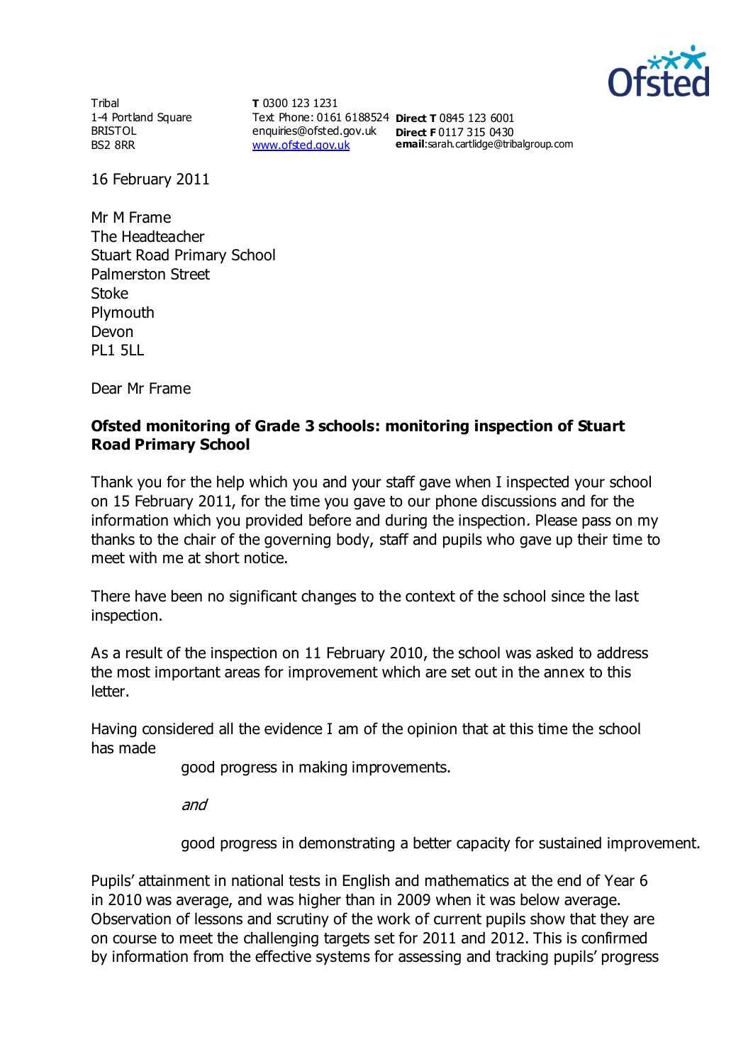Tribal
1-4 Portland Square
BRISTOL
BS2 8RR

**T** 0300 123 1231
Text Phone: 0161 6188524
enquiries@ofsted.gov.uk
www.ofsted.gov.uk

**Direct T** 0845 123 6001
**Direct F** 0117 315 0430
**email**:sarah.cartlidge@tribalgroup.com

16 February 2011

Mr M Frame
The Headteacher
Stuart Road Primary School
Palmerston Street
Stoke
Plymouth
Devon
PL1 5LL

Dear Mr Frame

**Ofsted monitoring of Grade 3 schools: monitoring inspection of Stuart Road Primary School**

Thank you for the help which you and your staff gave when I inspected your school on 15 February 2011, for the time you gave to our phone discussions and for the information which you provided before and during the inspection*.* Please pass on my thanks to the chair of the governing body, staff and pupils who gave up their time to meet with me at short notice.

There have been no significant changes to the context of the school since the last inspection.

As a result of the inspection on 11 February 2010, the school was asked to address the most important areas for improvement which are set out in the annex to this letter.

Having considered all the evidence I am of the opinion that at this time the school has made

good progress in making improvements.

*and*

good progress in demonstrating a better capacity for sustained improvement.

Pupils' attainment in national tests in English and mathematics at the end of Year 6 in 2010 was average, and was higher than in 2009 when it was below average. Observation of lessons and scrutiny of the work of current pupils show that they are on course to meet the challenging targets set for 2011 and 2012. This is confirmed by information from the effective systems for assessing and tracking pupils' progress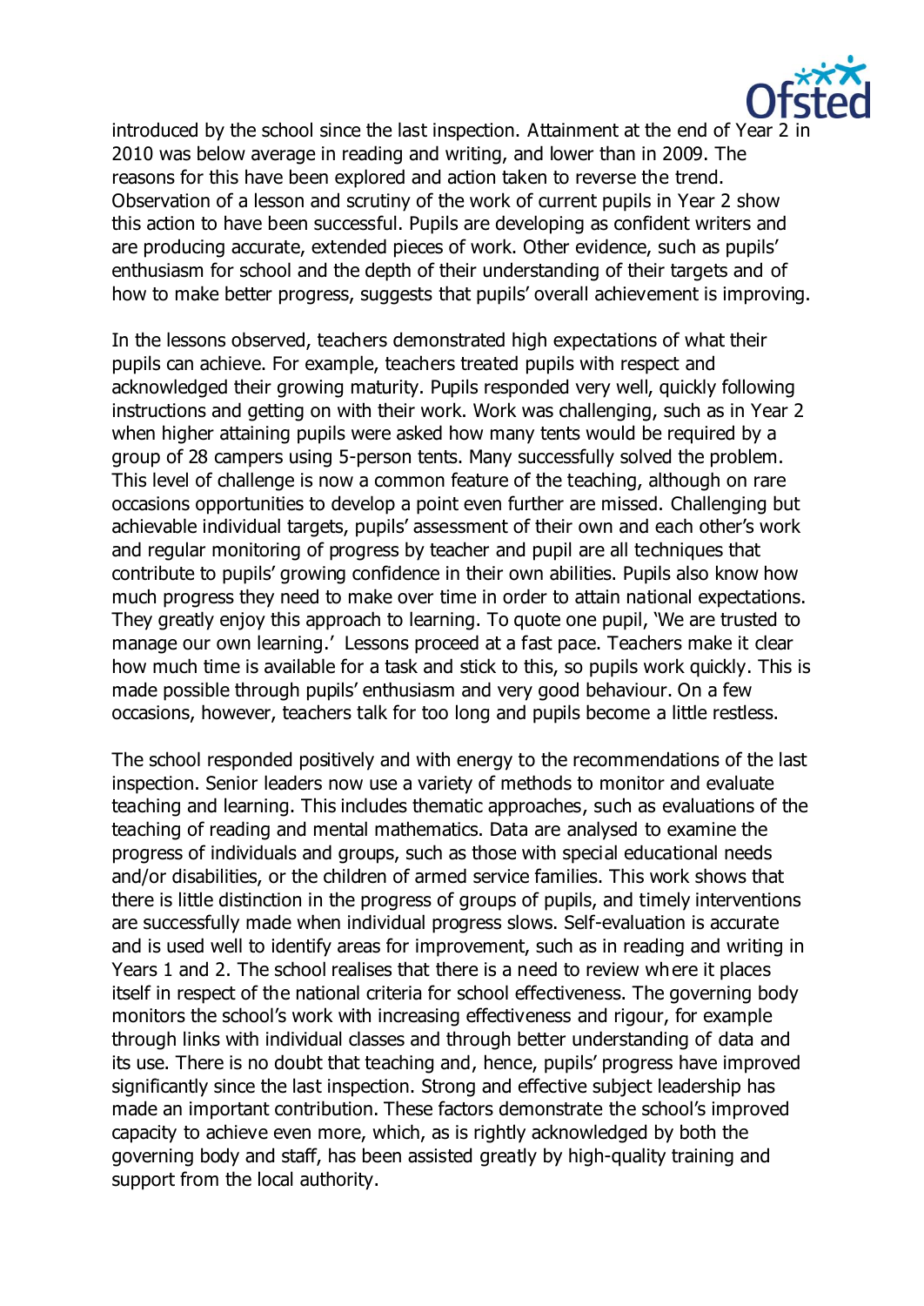introduced by the school since the last inspection. Attainment at the end of Year 2 in 2010 was below average in reading and writing, and lower than in 2009. The reasons for this have been explored and action taken to reverse the trend. Observation of a lesson and scrutiny of the work of current pupils in Year 2 show this action to have been successful. Pupils are developing as confident writers and are producing accurate, extended pieces of work. Other evidence, such as pupils' enthusiasm for school and the depth of their understanding of their targets and of how to make better progress, suggests that pupils' overall achievement is improving.

In the lessons observed, teachers demonstrated high expectations of what their pupils can achieve. For example, teachers treated pupils with respect and acknowledged their growing maturity. Pupils responded very well, quickly following instructions and getting on with their work. Work was challenging, such as in Year 2 when higher attaining pupils were asked how many tents would be required by a group of 28 campers using 5-person tents. Many successfully solved the problem. This level of challenge is now a common feature of the teaching, although on rare occasions opportunities to develop a point even further are missed. Challenging but achievable individual targets, pupils' assessment of their own and each other's work and regular monitoring of progress by teacher and pupil are all techniques that contribute to pupils' growing confidence in their own abilities. Pupils also know how much progress they need to make over time in order to attain national expectations. They greatly enjoy this approach to learning. To quote one pupil, 'We are trusted to manage our own learning.' Lessons proceed at a fast pace. Teachers make it clear how much time is available for a task and stick to this, so pupils work quickly. This is made possible through pupils' enthusiasm and very good behaviour. On a few occasions, however, teachers talk for too long and pupils become a little restless.

The school responded positively and with energy to the recommendations of the last inspection. Senior leaders now use a variety of methods to monitor and evaluate teaching and learning. This includes thematic approaches, such as evaluations of the teaching of reading and mental mathematics. Data are analysed to examine the progress of individuals and groups, such as those with special educational needs and/or disabilities, or the children of armed service families. This work shows that there is little distinction in the progress of groups of pupils, and timely interventions are successfully made when individual progress slows. Self-evaluation is accurate and is used well to identify areas for improvement, such as in reading and writing in Years 1 and 2. The school realises that there is a need to review where it places itself in respect of the national criteria for school effectiveness. The governing body monitors the school's work with increasing effectiveness and rigour, for example through links with individual classes and through better understanding of data and its use. There is no doubt that teaching and, hence, pupils' progress have improved significantly since the last inspection. Strong and effective subject leadership has made an important contribution. These factors demonstrate the school's improved capacity to achieve even more, which, as is rightly acknowledged by both the governing body and staff, has been assisted greatly by high-quality training and support from the local authority.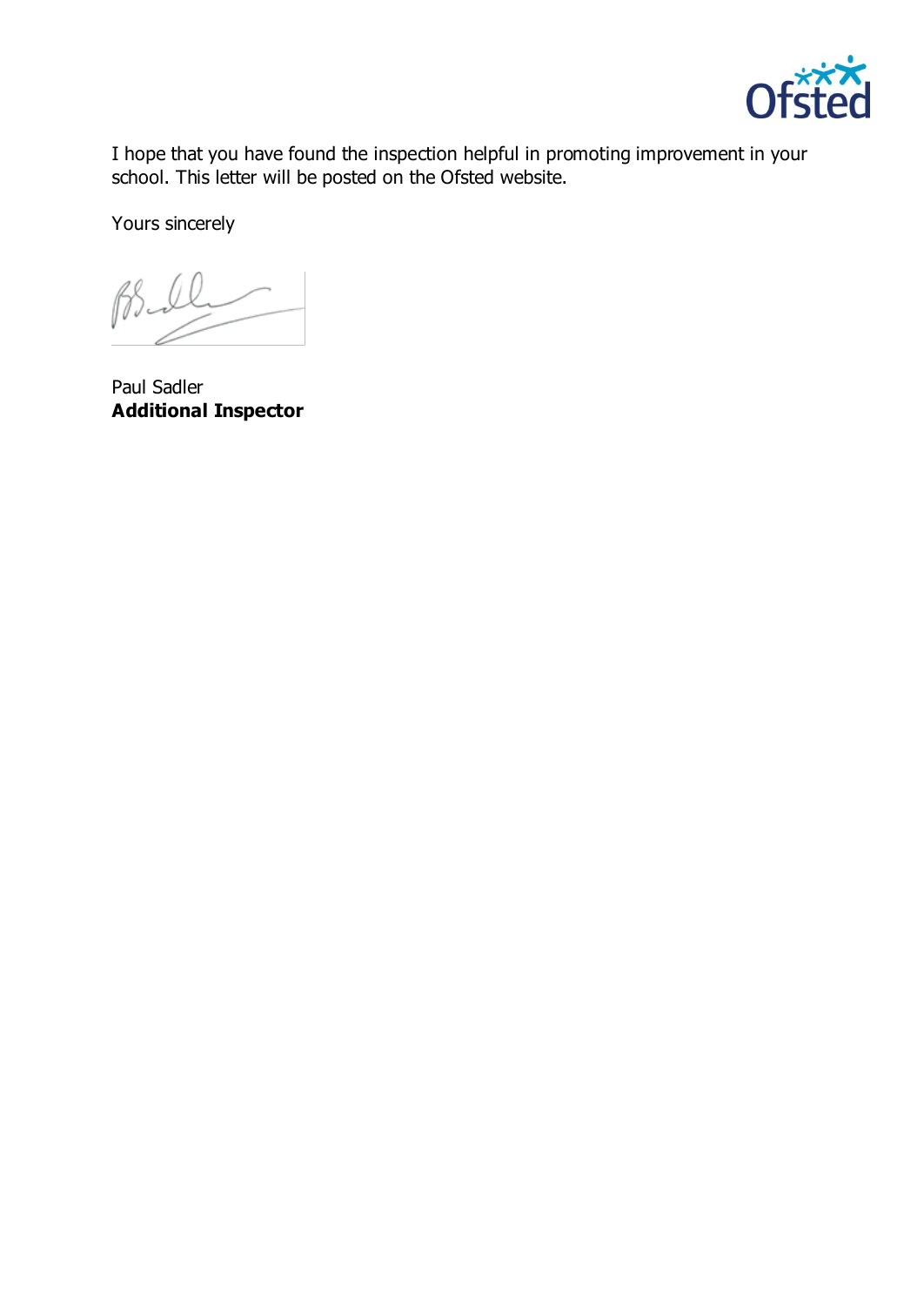I hope that you have found the inspection helpful in promoting improvement in your school. This letter will be posted on the Ofsted website.

Yours sincerely

Paul Sadler
**Additional Inspector**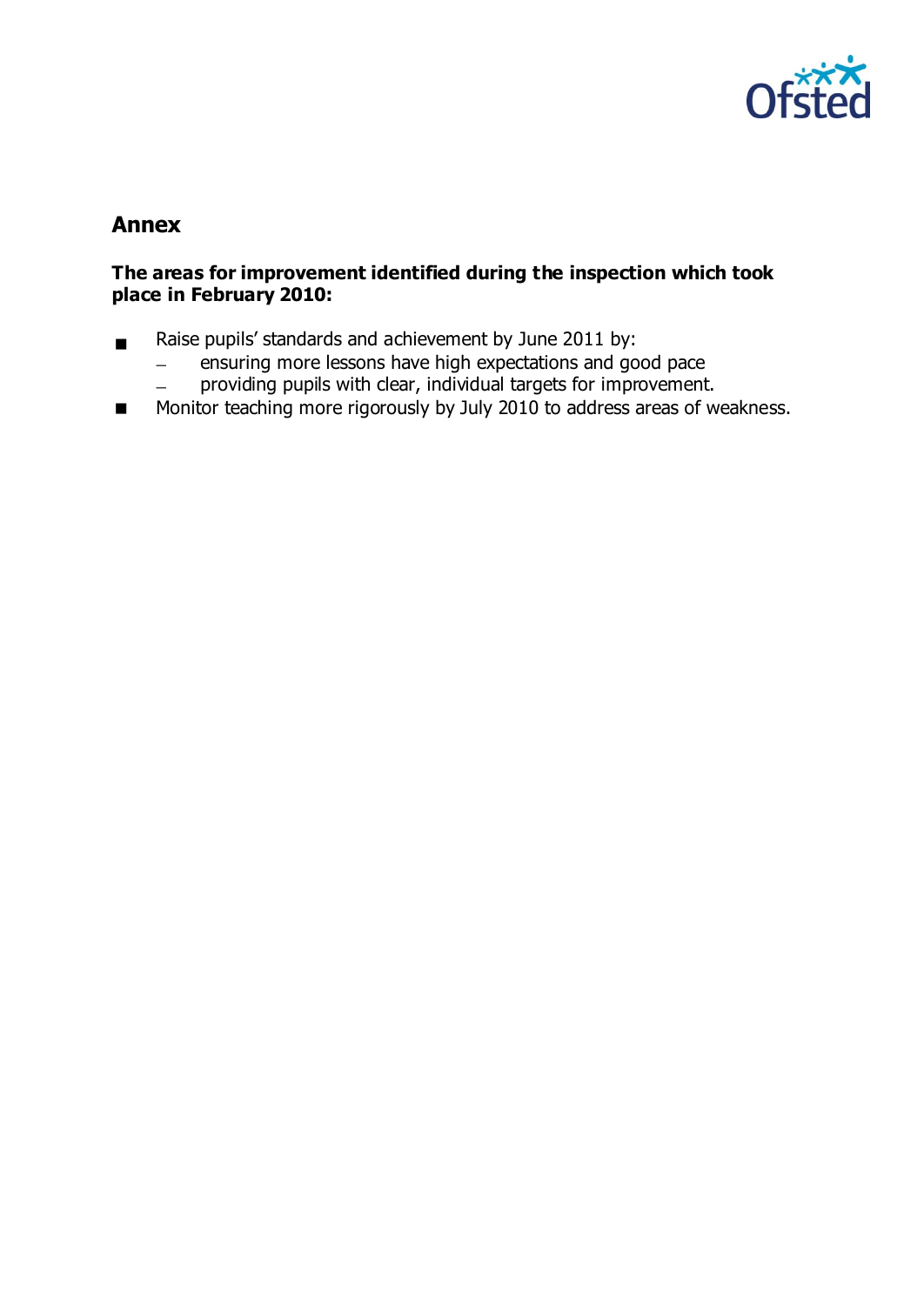## Annex

**The areas for improvement identified during the inspection which took place in February 2010:**

- Raise pupils' standards and achievement by June 2011 by:
  - ensuring more lessons have high expectations and good pace
  - providing pupils with clear, individual targets for improvement.
- Monitor teaching more rigorously by July 2010 to address areas of weakness.